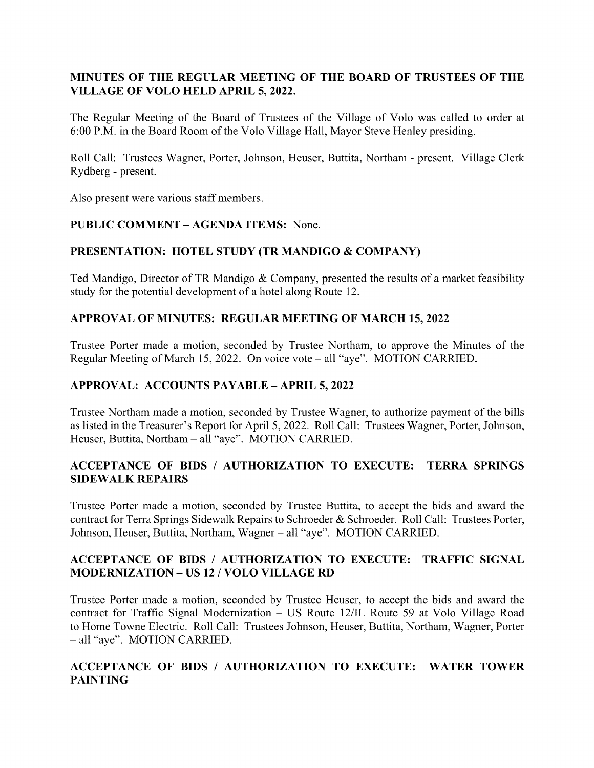**MINUTES OF THE REGULAR MEETING OF THE BOARD OF TRUSTEES OF THE VILLAGE OF VOLO HELD APRIL 5, 2022.**

The Regular Meeting of the Board of Trustees of the Village of Volo was called to order at 6:00 P.M. in the Board Room of the Volo Village Hall, Mayor Steve Henley presiding.

Roll Call: Trustees Wagner, Porter, Johnson, Heuser, Buttita, Northam - present. Village Clerk Rydberg - present.

Also present were various staff members.

**PUBLIC COMMENT – AGENDA ITEMS:** None.

**PRESENTATION: HOTEL STUDY (TR MANDIGO & COMPANY)**

Ted Mandigo, Director of TR Mandigo & Company, presented the results of a market feasibility study for the potential development of a hotel along Route 12.

**APPROVAL OF MINUTES: REGULAR MEETING OF MARCH 15, 2022**

Trustee Porter made a motion, seconded by Trustee Northam, to approve the Minutes of the Regular Meeting of March 15, 2022. On voice vote – all "aye". MOTION CARRIED.

**APPROVAL: ACCOUNTS PAYABLE – APRIL 5, 2022**

Trustee Northam made a motion, seconded by Trustee Wagner, to authorize payment of the bills as listed in the Treasurer's Report for April 5, 2022. Roll Call: Trustees Wagner, Porter, Johnson, Heuser, Buttita, Northam – all "aye". MOTION CARRIED.

**ACCEPTANCE OF BIDS / AUTHORIZATION TO EXECUTE: TERRA SPRINGS SIDEWALK REPAIRS**

Trustee Porter made a motion, seconded by Trustee Buttita, to accept the bids and award the contract for Terra Springs Sidewalk Repairs to Schroeder & Schroeder. Roll Call: Trustees Porter, Johnson, Heuser, Buttita, Northam, Wagner – all "aye". MOTION CARRIED.

**ACCEPTANCE OF BIDS / AUTHORIZATION TO EXECUTE: TRAFFIC SIGNAL MODERNIZATION – US 12 / VOLO VILLAGE RD**

Trustee Porter made a motion, seconded by Trustee Heuser, to accept the bids and award the contract for Traffic Signal Modernization – US Route 12/IL Route 59 at Volo Village Road to Home Towne Electric. Roll Call: Trustees Johnson, Heuser, Buttita, Northam, Wagner, Porter – all "aye". MOTION CARRIED.

**ACCEPTANCE OF BIDS / AUTHORIZATION TO EXECUTE: WATER TOWER PAINTING**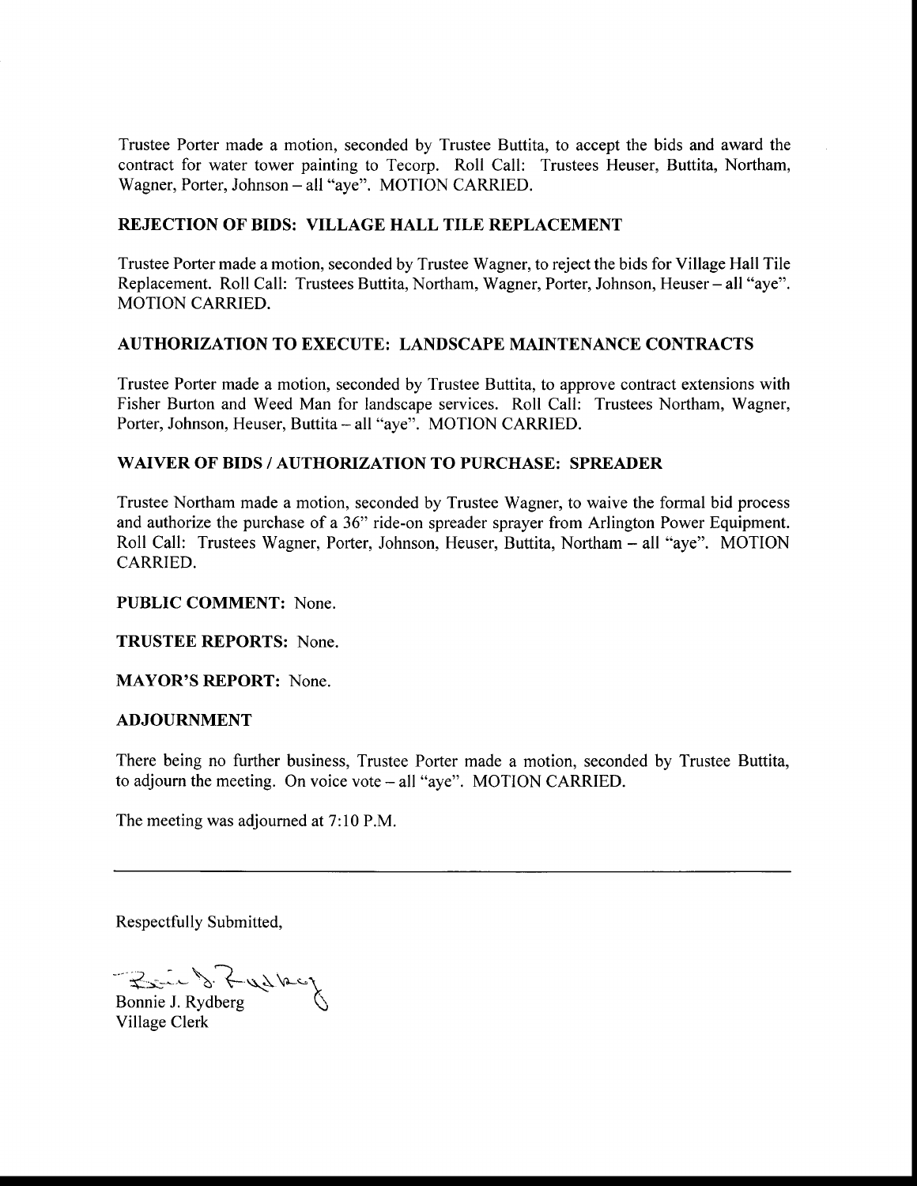Trustee Porter made a motion, seconded by Trustee Buttita, to accept the bids and award the contract for water tower painting to Tecorp. Roll Call: Trustees Heuser, Buttita, Northam, Wagner, Porter, Johnson – all "aye". MOTION CARRIED.

**REJECTION OF BIDS: VILLAGE HALL TILE REPLACEMENT**

Trustee Porter made a motion, seconded by Trustee Wagner, to reject the bids for Village Hall Tile Replacement. Roll Call: Trustees Buttita, Northam, Wagner, Porter, Johnson, Heuser – all "aye". MOTION CARRIED.

**AUTHORIZATION TO EXECUTE: LANDSCAPE MAINTENANCE CONTRACTS**

Trustee Porter made a motion, seconded by Trustee Buttita, to approve contract extensions with Fisher Burton and Weed Man for landscape services. Roll Call: Trustees Northam, Wagner, Porter, Johnson, Heuser, Buttita – all "aye". MOTION CARRIED.

**WAIVER OF BIDS / AUTHORIZATION TO PURCHASE: SPREADER**

Trustee Northam made a motion, seconded by Trustee Wagner, to waive the formal bid process and authorize the purchase of a 36" ride-on spreader sprayer from Arlington Power Equipment. Roll Call: Trustees Wagner, Porter, Johnson, Heuser, Buttita, Northam – all "aye". MOTION CARRIED.

**PUBLIC COMMENT:** None.

**TRUSTEE REPORTS:** None.

**MAYOR'S REPORT:** None.

**ADJOURNMENT**

There being no further business, Trustee Porter made a motion, seconded by Trustee Buttita, to adjourn the meeting. On voice vote – all "aye". MOTION CARRIED.

The meeting was adjourned at 7:10 P.M.

---

Respectfully Submitted,

Bonnie J. Rydberg
Village Clerk